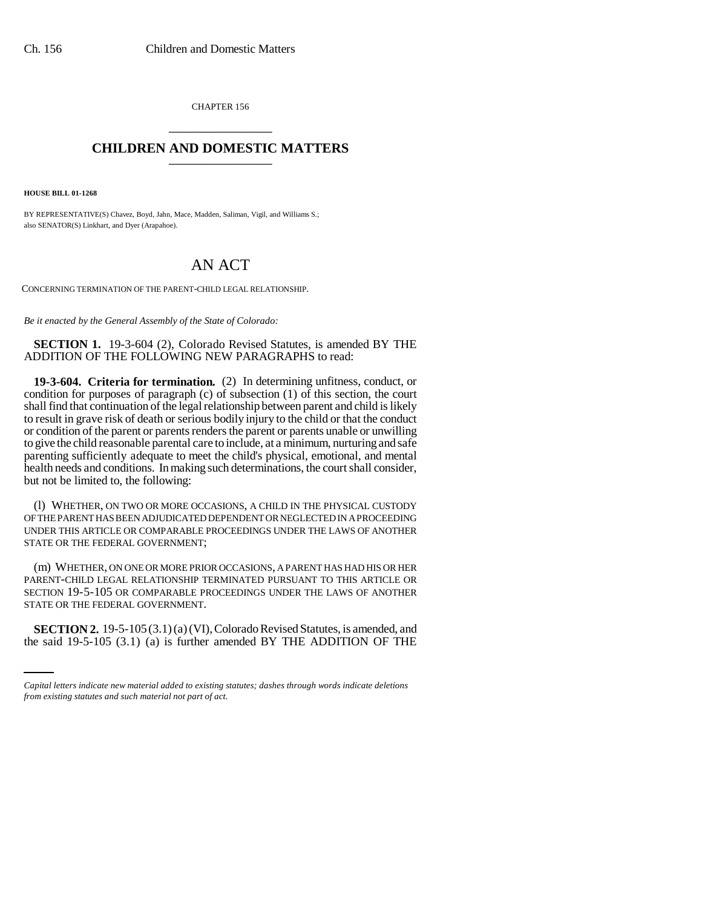CHAPTER 156

# CHILDREN AND DOMESTIC MATTERS

**HOUSE BILL 01-1268**

BY REPRESENTATIVE(S) Chavez, Boyd, Jahn, Mace, Madden, Saliman, Vigil, and Williams S.; also SENATOR(S) Linkhart, and Dyer (Arapahoe).

## AN ACT

CONCERNING TERMINATION OF THE PARENT-CHILD LEGAL RELATIONSHIP.

*Be it enacted by the General Assembly of the State of Colorado:*

**SECTION 1.** 19-3-604 (2), Colorado Revised Statutes, is amended BY THE ADDITION OF THE FOLLOWING NEW PARAGRAPHS to read:

**19-3-604. Criteria for termination.** (2) In determining unfitness, conduct, or condition for purposes of paragraph (c) of subsection (1) of this section, the court shall find that continuation of the legal relationship between parent and child is likely to result in grave risk of death or serious bodily injury to the child or that the conduct or condition of the parent or parents renders the parent or parents unable or unwilling to give the child reasonable parental care to include, at a minimum, nurturing and safe parenting sufficiently adequate to meet the child's physical, emotional, and mental health needs and conditions. In making such determinations, the court shall consider, but not be limited to, the following:

(l) WHETHER, ON TWO OR MORE OCCASIONS, A CHILD IN THE PHYSICAL CUSTODY OF THE PARENT HAS BEEN ADJUDICATED DEPENDENT OR NEGLECTED IN A PROCEEDING UNDER THIS ARTICLE OR COMPARABLE PROCEEDINGS UNDER THE LAWS OF ANOTHER STATE OR THE FEDERAL GOVERNMENT;

(m) WHETHER, ON ONE OR MORE PRIOR OCCASIONS, A PARENT HAS HAD HIS OR HER PARENT-CHILD LEGAL RELATIONSHIP TERMINATED PURSUANT TO THIS ARTICLE OR SECTION 19-5-105 OR COMPARABLE PROCEEDINGS UNDER THE LAWS OF ANOTHER STATE OR THE FEDERAL GOVERNMENT.

**SECTION 2.** 19-5-105 (3.1) (a) (VI), Colorado Revised Statutes, is amended, and the said 19-5-105 (3.1) (a) is further amended BY THE ADDITION OF THE

*Capital letters indicate new material added to existing statutes; dashes through words indicate deletions from existing statutes and such material not part of act.*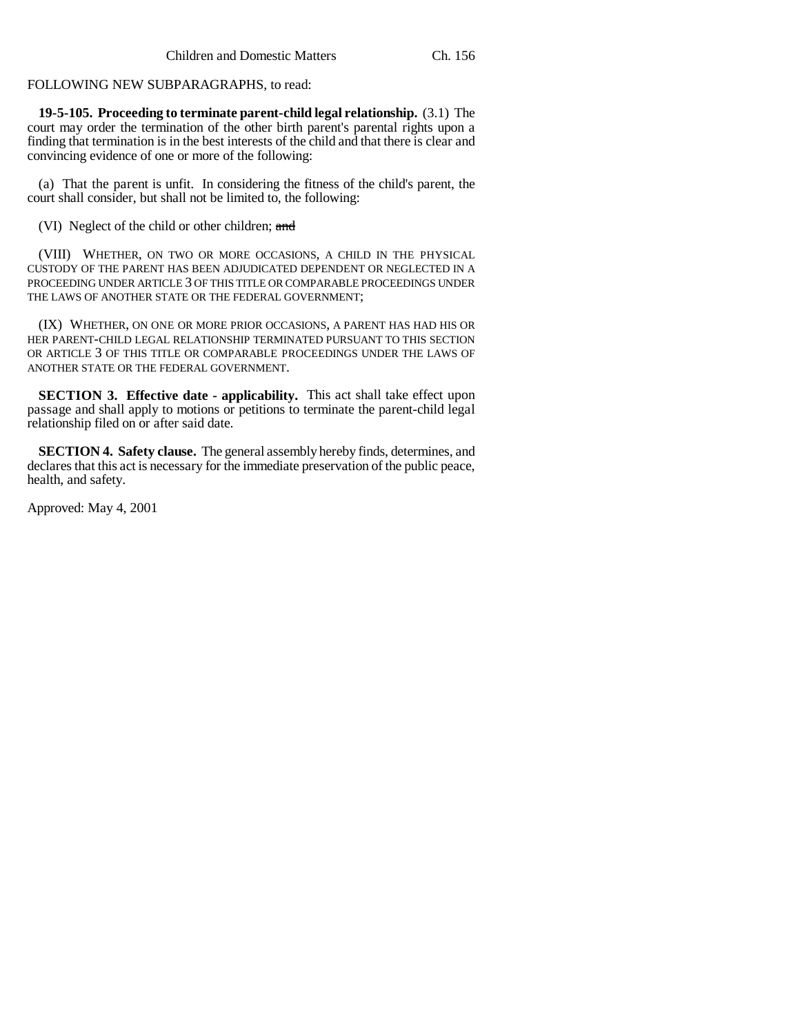FOLLOWING NEW SUBPARAGRAPHS, to read:

**19-5-105. Proceeding to terminate parent-child legal relationship.** (3.1) The court may order the termination of the other birth parent's parental rights upon a finding that termination is in the best interests of the child and that there is clear and convincing evidence of one or more of the following:

(a) That the parent is unfit. In considering the fitness of the child's parent, the court shall consider, but shall not be limited to, the following:

(VI) Neglect of the child or other children; ~~and~~

(VIII) WHETHER, ON TWO OR MORE OCCASIONS, A CHILD IN THE PHYSICAL CUSTODY OF THE PARENT HAS BEEN ADJUDICATED DEPENDENT OR NEGLECTED IN A PROCEEDING UNDER ARTICLE 3 OF THIS TITLE OR COMPARABLE PROCEEDINGS UNDER THE LAWS OF ANOTHER STATE OR THE FEDERAL GOVERNMENT;

(IX) WHETHER, ON ONE OR MORE PRIOR OCCASIONS, A PARENT HAS HAD HIS OR HER PARENT-CHILD LEGAL RELATIONSHIP TERMINATED PURSUANT TO THIS SECTION OR ARTICLE 3 OF THIS TITLE OR COMPARABLE PROCEEDINGS UNDER THE LAWS OF ANOTHER STATE OR THE FEDERAL GOVERNMENT.

**SECTION 3. Effective date - applicability.** This act shall take effect upon passage and shall apply to motions or petitions to terminate the parent-child legal relationship filed on or after said date.

**SECTION 4. Safety clause.** The general assembly hereby finds, determines, and declares that this act is necessary for the immediate preservation of the public peace, health, and safety.

Approved: May 4, 2001